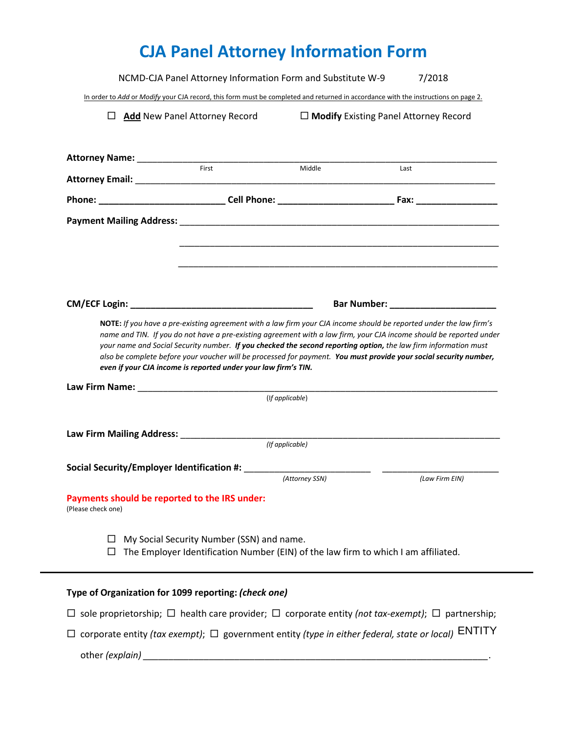# CJA Panel Attorney Information Form

NCMD-CJA Panel Attorney Information Form and Substitute W-9 7/2018

In order to *Add* or *Modify* your CJA record, this form must be completed and returned in accordance with the instructions on page 2.

☐ **Add** New Panel Attorney Record ☐ **Modify** Existing Panel Attorney Record

**Attorney Name:** ______________________________________________________________
First Middle Last

**Attorney Email:** ______________________________________________________________

**Phone:** ________________________ **Cell Phone:** ______________________ **Fax:** ________________

**Payment Mailing Address:** ______________________________________________________________

______________________________________________________________

______________________________________________________________

**CM/ECF Login:** ___________________________________ **Bar Number:** ____________________

**NOTE:** *If you have a pre-existing agreement with a law firm your CJA income should be reported under the law firm's name and TIN. If you do not have a pre-existing agreement with a law firm, your CJA income should be reported under your name and Social Security number.* ***If you checked the second reporting option,*** *the law firm information must also be complete before your voucher will be processed for payment.* ***You must provide your social security number, even if your CJA income is reported under your law firm's TIN.***

**Law Firm Name:** ______________________________________________________________
(*If applicable*)

**Law Firm Mailing Address:** ______________________________________________________________
*(If applicable)*

**Social Security/Employer Identification #:** ________________________ ________________________
*(Attorney SSN)* *(Law Firm EIN)*

**Payments should be reported to the IRS under:**
(Please check one)

☐ My Social Security Number (SSN) and name.
☐ The Employer Identification Number (EIN) of the law firm to which I am affiliated.

---

**Type of Organization for 1099 reporting:** ***(check one)***

☐ sole proprietorship; ☐ health care provider; ☐ corporate entity *(not tax-exempt)*; ☐ partnership;

☐ corporate entity *(tax exempt)*; ☐ government entity *(type in either federal, state or local)* ENTITY

other *(explain)* ______________________________________________________________.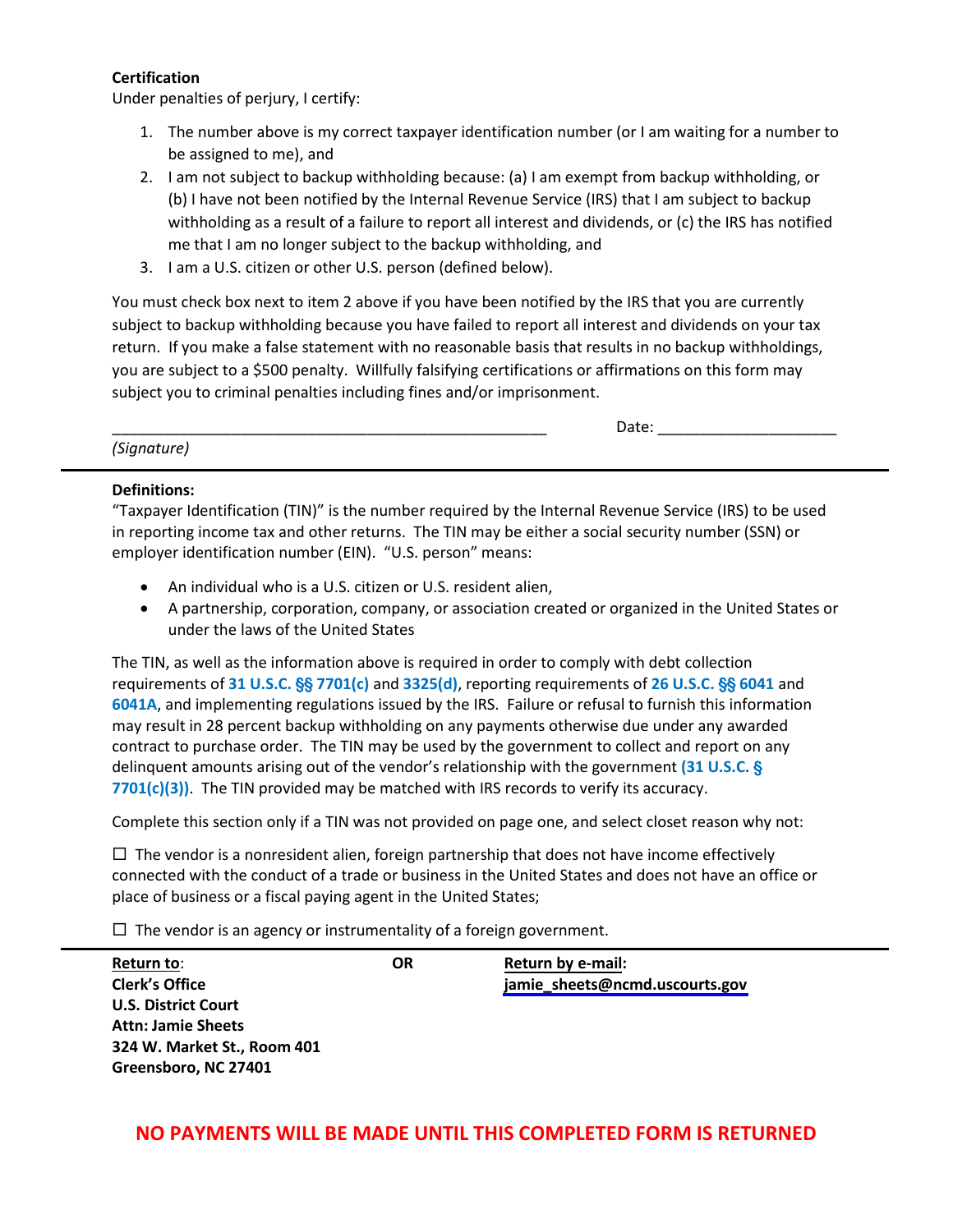**Certification**

Under penalties of perjury, I certify:

1. The number above is my correct taxpayer identification number (or I am waiting for a number to be assigned to me), and
2. I am not subject to backup withholding because: (a) I am exempt from backup withholding, or (b) I have not been notified by the Internal Revenue Service (IRS) that I am subject to backup withholding as a result of a failure to report all interest and dividends, or (c) the IRS has notified me that I am no longer subject to the backup withholding, and
3. I am a U.S. citizen or other U.S. person (defined below).

You must check box next to item 2 above if you have been notified by the IRS that you are currently subject to backup withholding because you have failed to report all interest and dividends on your tax return. If you make a false statement with no reasonable basis that results in no backup withholdings, you are subject to a $500 penalty. Willfully falsifying certifications or affirmations on this form may subject you to criminal penalties including fines and/or imprisonment.

_____________________________________________________ Date: _____________________

*(Signature)*

---

**Definitions:**

"Taxpayer Identification (TIN)" is the number required by the Internal Revenue Service (IRS) to be used in reporting income tax and other returns. The TIN may be either a social security number (SSN) or employer identification number (EIN). "U.S. person" means:

- An individual who is a U.S. citizen or U.S. resident alien,
- A partnership, corporation, company, or association created or organized in the United States or under the laws of the United States

The TIN, as well as the information above is required in order to comply with debt collection requirements of **31 U.S.C. §§ 7701(c)** and **3325(d)**, reporting requirements of **26 U.S.C. §§ 6041** and **6041A**, and implementing regulations issued by the IRS. Failure or refusal to furnish this information may result in 28 percent backup withholding on any payments otherwise due under any awarded contract to purchase order. The TIN may be used by the government to collect and report on any delinquent amounts arising out of the vendor's relationship with the government **(31 U.S.C. § 7701(c)(3))**. The TIN provided may be matched with IRS records to verify its accuracy.

Complete this section only if a TIN was not provided on page one, and select closet reason why not:

☐ The vendor is a nonresident alien, foreign partnership that does not have income effectively connected with the conduct of a trade or business in the United States and does not have an office or place of business or a fiscal paying agent in the United States;

☐ The vendor is an agency or instrumentality of a foreign government.

---

**Return to**:
**Clerk's Office**
**U.S. District Court**
**Attn: Jamie Sheets**
**324 W. Market St., Room 401**
**Greensboro, NC 27401**

**OR**

**Return by e-mail:**
**jamie_sheets@ncmd.uscourts.gov**

**NO PAYMENTS WILL BE MADE UNTIL THIS COMPLETED FORM IS RETURNED**